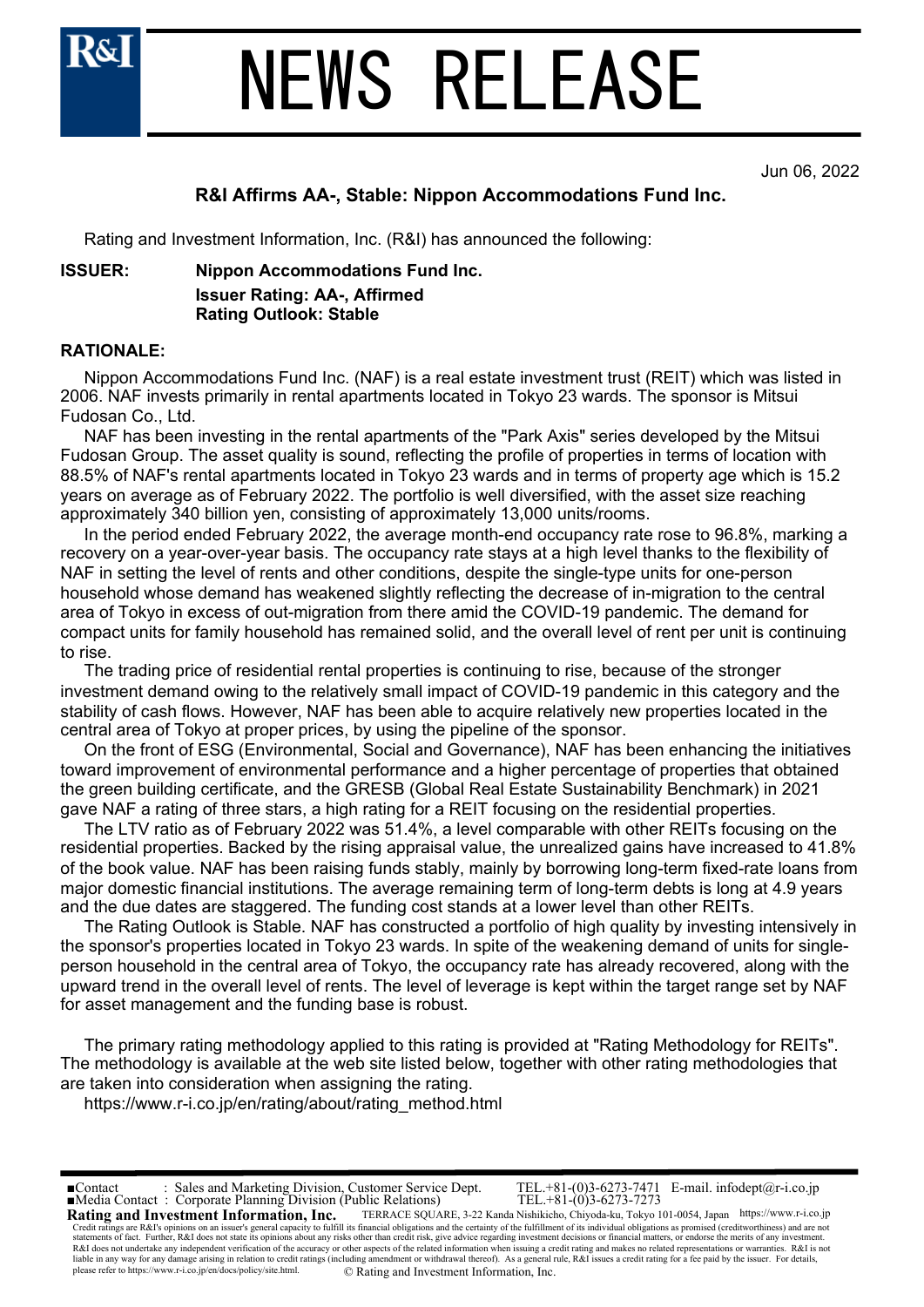# NEWS RELEASE

Jun 06, 2022

## R&I Affirms AA-, Stable: Nippon Accommodations Fund Inc.

Rating and Investment Information, Inc. (R&I) has announced the following:

**ISSUER:** **Nippon Accommodations Fund Inc.**
**Issuer Rating: AA-, Affirmed**
**Rating Outlook: Stable**

**RATIONALE:**

Nippon Accommodations Fund Inc. (NAF) is a real estate investment trust (REIT) which was listed in 2006. NAF invests primarily in rental apartments located in Tokyo 23 wards. The sponsor is Mitsui Fudosan Co., Ltd.

NAF has been investing in the rental apartments of the "Park Axis" series developed by the Mitsui Fudosan Group. The asset quality is sound, reflecting the profile of properties in terms of location with 88.5% of NAF's rental apartments located in Tokyo 23 wards and in terms of property age which is 15.2 years on average as of February 2022. The portfolio is well diversified, with the asset size reaching approximately 340 billion yen, consisting of approximately 13,000 units/rooms.

In the period ended February 2022, the average month-end occupancy rate rose to 96.8%, marking a recovery on a year-over-year basis. The occupancy rate stays at a high level thanks to the flexibility of NAF in setting the level of rents and other conditions, despite the single-type units for one-person household whose demand has weakened slightly reflecting the decrease of in-migration to the central area of Tokyo in excess of out-migration from there amid the COVID-19 pandemic. The demand for compact units for family household has remained solid, and the overall level of rent per unit is continuing to rise.

The trading price of residential rental properties is continuing to rise, because of the stronger investment demand owing to the relatively small impact of COVID-19 pandemic in this category and the stability of cash flows. However, NAF has been able to acquire relatively new properties located in the central area of Tokyo at proper prices, by using the pipeline of the sponsor.

On the front of ESG (Environmental, Social and Governance), NAF has been enhancing the initiatives toward improvement of environmental performance and a higher percentage of properties that obtained the green building certificate, and the GRESB (Global Real Estate Sustainability Benchmark) in 2021 gave NAF a rating of three stars, a high rating for a REIT focusing on the residential properties.

The LTV ratio as of February 2022 was 51.4%, a level comparable with other REITs focusing on the residential properties. Backed by the rising appraisal value, the unrealized gains have increased to 41.8% of the book value. NAF has been raising funds stably, mainly by borrowing long-term fixed-rate loans from major domestic financial institutions. The average remaining term of long-term debts is long at 4.9 years and the due dates are staggered. The funding cost stands at a lower level than other REITs.

The Rating Outlook is Stable. NAF has constructed a portfolio of high quality by investing intensively in the sponsor's properties located in Tokyo 23 wards. In spite of the weakening demand of units for single-person household in the central area of Tokyo, the occupancy rate has already recovered, along with the upward trend in the overall level of rents. The level of leverage is kept within the target range set by NAF for asset management and the funding base is robust.

The primary rating methodology applied to this rating is provided at "Rating Methodology for REITs". The methodology is available at the web site listed below, together with other rating methodologies that are taken into consideration when assigning the rating.

https://www.r-i.co.jp/en/rating/about/rating_method.html

■Contact : Sales and Marketing Division, Customer Service Dept. TEL.+81-(0)3-6273-7471 E-mail. infodept@r-i.co.jp
■Media Contact : Corporate Planning Division (Public Relations) TEL.+81-(0)3-6273-7273

**Rating and Investment Information, Inc.** TERRACE SQUARE, 3-22 Kanda Nishikicho, Chiyoda-ku, Tokyo 101-0054, Japan https://www.r-i.co.jp

Credit ratings are R&I's opinions on an issuer's general capacity to fulfill its financial obligations and the certainty of the fulfillment of its individual obligations as promised (creditworthiness) and are not statements of fact. Further, R&I does not state its opinions about any risks other than credit risk, give advice regarding investment decisions or financial matters, or endorse the merits of any investment. R&I does not undertake any independent verification of the accuracy or other aspects of the related information when issuing a credit rating and makes no related representations or warranties. R&I is not liable in any way for any damage arising in relation to credit ratings (including amendment or withdrawal thereof). As a general rule, R&I issues a credit rating for a fee paid by the issuer. For details, please refer to https://www.r-i.co.jp/en/docs/policy/site.html.

© Rating and Investment Information, Inc.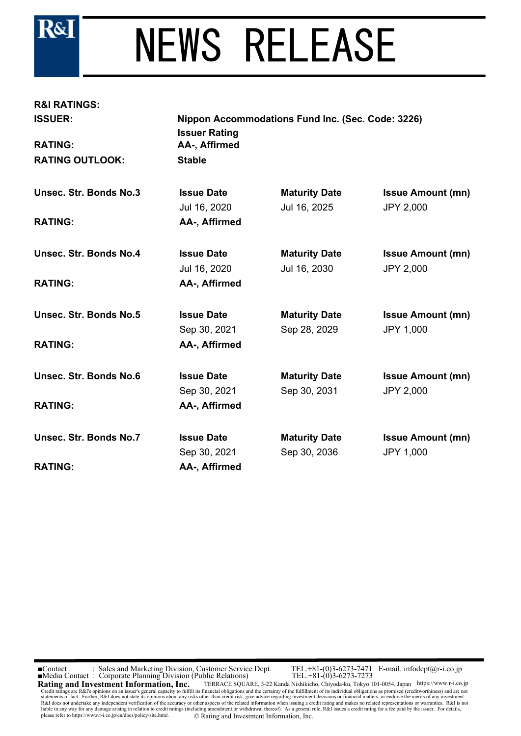# NEWS RELEASE

**R&I RATINGS:**

**ISSUER:** **Nippon Accommodations Fund Inc. (Sec. Code: 3226)**

**Issuer Rating**

**RATING:** **AA-, Affirmed**

**RATING OUTLOOK:** **Stable**

| | Issue Date | Maturity Date | Issue Amount (mn) |
|---|---|---|---|
| **Unsec. Str. Bonds No.3** | Jul 16, 2020 | Jul 16, 2025 | JPY 2,000 |
| **RATING:** | **AA-, Affirmed** | | |
| **Unsec. Str. Bonds No.4** | Jul 16, 2020 | Jul 16, 2030 | JPY 2,000 |
| **RATING:** | **AA-, Affirmed** | | |
| **Unsec. Str. Bonds No.5** | Sep 30, 2021 | Sep 28, 2029 | JPY 1,000 |
| **RATING:** | **AA-, Affirmed** | | |
| **Unsec. Str. Bonds No.6** | Sep 30, 2021 | Sep 30, 2031 | JPY 2,000 |
| **RATING:** | **AA-, Affirmed** | | |
| **Unsec. Str. Bonds No.7** | Sep 30, 2021 | Sep 30, 2036 | JPY 1,000 |
| **RATING:** | **AA-, Affirmed** | | |

■Contact : Sales and Marketing Division, Customer Service Dept. TEL.+81-(0)3-6273-7471 E-mail. infodept@r-i.co.jp
■Media Contact : Corporate Planning Division (Public Relations) TEL.+81-(0)3-6273-7273

**Rating and Investment Information, Inc.** TERRACE SQUARE, 3-22 Kanda Nishikicho, Chiyoda-ku, Tokyo 101-0054, Japan https://www.r-i.co.jp

Credit ratings are R&I's opinions on an issuer's general capacity to fulfill its financial obligations and the certainty of the fulfillment of its individual obligations as promised (creditworthiness) and are not statements of fact. Further, R&I does not state its opinions about any risks other than credit risk, give advice regarding investment decisions or financial matters, or endorse the merits of any investment. R&I does not undertake any independent verification of the accuracy or other aspects of the related information when issuing a credit rating and makes no related representations or warranties. R&I is not liable in any way for any damage arising in relation to credit ratings (including amendment or withdrawal thereof). As a general rule, R&I issues a credit rating for a fee paid by the issuer. For details, please refer to https://www.r-i.co.jp/en/docs/policy/site.html.

© Rating and Investment Information, Inc.